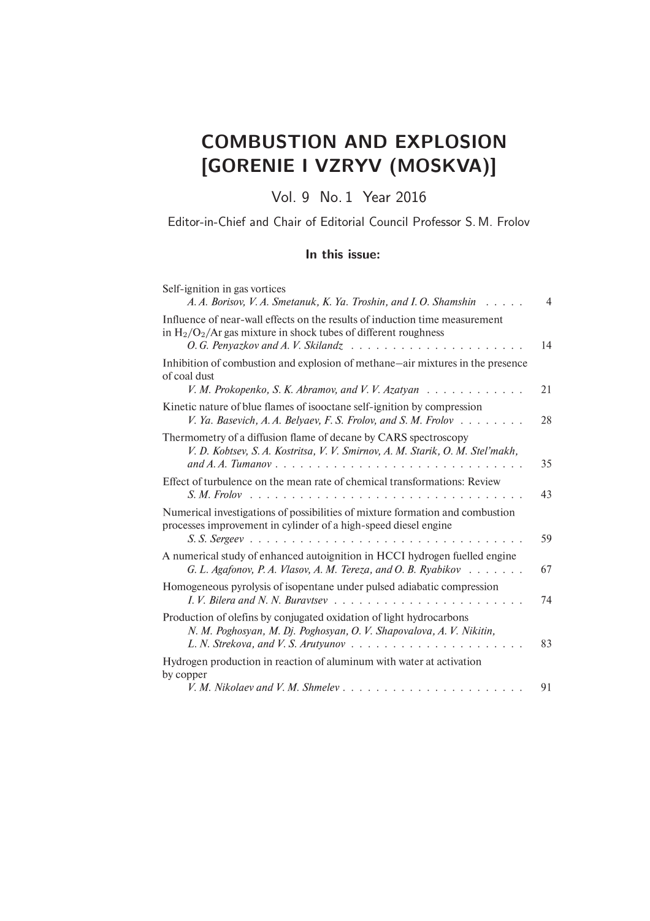# COMBUSTION AND EXPLOSION [GORENIE I VZRYV (MOSKVA)]

Vol. 9 No. 1 Year 2016

Editor-in-Chief and Chair of Editorial Council Professor S. M. Frolov

### In this issue:

Self-ignition in gas vortices
*A. A. Borisov, V. A. Smetanuk, K. Ya. Troshin, and I. O. Shamshin* . . . . . 4

Influence of near-wall effects on the results of induction time measurement in $H_2/O_2/Ar$ gas mixture in shock tubes of different roughness
*O. G. Penyazkov and A. V. Skilandz* . . . . . . . . . . . . . . . . . . . . . 14

Inhibition of combustion and explosion of methane–air mixtures in the presence of coal dust
*V. M. Prokopenko, S. K. Abramov, and V. V. Azatyan* . . . . . . . . . . . . 21

Kinetic nature of blue flames of isooctane self-ignition by compression
*V. Ya. Basevich, A. A. Belyaev, F. S. Frolov, and S. M. Frolov* . . . . . . . . 28

Thermometry of a diffusion flame of decane by CARS spectroscopy
*V. D. Kobtsev, S. A. Kostritsa, V. V. Smirnov, A. M. Starik, O. M. Stel'makh, and A. A. Tumanov* . . . . . . . . . . . . . . . . . . . . . . . . . . . . . 35

Effect of turbulence on the mean rate of chemical transformations: Review
*S. M. Frolov* . . . . . . . . . . . . . . . . . . . . . . . . . . . . . . . . . 43

Numerical investigations of possibilities of mixture formation and combustion processes improvement in cylinder of a high-speed diesel engine
*S. S. Sergeev* . . . . . . . . . . . . . . . . . . . . . . . . . . . . . . . . 59

A numerical study of enhanced autoignition in HCCI hydrogen fuelled engine
*G. L. Agafonov, P. A. Vlasov, A. M. Tereza, and O. B. Ryabikov* . . . . . . . 67

Homogeneous pyrolysis of isopentane under pulsed adiabatic compression
*I. V. Bilera and N. N. Buravtsev* . . . . . . . . . . . . . . . . . . . . . . . 74

Production of olefins by conjugated oxidation of light hydrocarbons
*N. M. Poghosyan, M. Dj. Poghosyan, O. V. Shapovalova, A. V. Nikitin, L. N. Strekova, and V. S. Arutyunov* . . . . . . . . . . . . . . . . . . . . . 83

Hydrogen production in reaction of aluminum with water at activation by copper
*V. M. Nikolaev and V. M. Shmelev* . . . . . . . . . . . . . . . . . . . . . . 91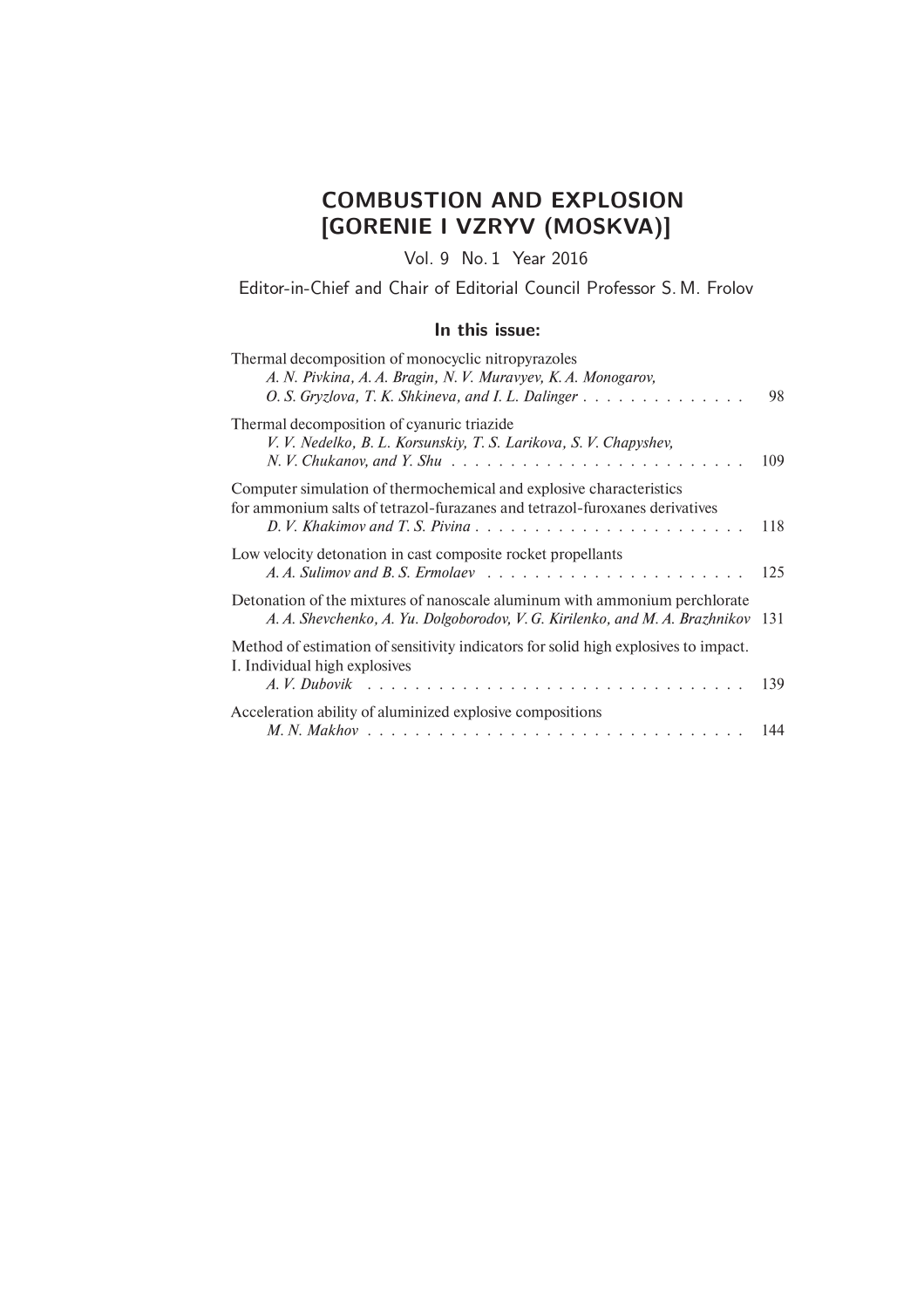# COMBUSTION AND EXPLOSION [GORENIE I VZRYV (MOSKVA)]

Vol. 9 No. 1 Year 2016

Editor-in-Chief and Chair of Editorial Council Professor S. M. Frolov

## In this issue:

Thermal decomposition of monocyclic nitropyrazoles
*A. N. Pivkina, A. A. Bragin, N. V. Muravyev, K. A. Monogarov, O. S. Gryzlova, T. K. Shkineva, and I. L. Dalinger* . . . . . . . . . . . . . . 98

Thermal decomposition of cyanuric triazide
*V. V. Nedelko, B. L. Korsunskiy, T. S. Larikova, S. V. Chapyshev, N. V. Chukanov, and Y. Shu* . . . . . . . . . . . . . . . . . . . . . . . . . 109

Computer simulation of thermochemical and explosive characteristics for ammonium salts of tetrazol-furazanes and tetrazol-furoxanes derivatives
*D. V. Khakimov and T. S. Pivina* . . . . . . . . . . . . . . . . . . . . . . . . 118

Low velocity detonation in cast composite rocket propellants
*A. A. Sulimov and B. S. Ermolaev* . . . . . . . . . . . . . . . . . . . . . . 125

Detonation of the mixtures of nanoscale aluminum with ammonium perchlorate
*A. A. Shevchenko, A. Yu. Dolgoborodov, V. G. Kirilenko, and M. A. Brazhnikov* 131

Method of estimation of sensitivity indicators for solid high explosives to impact. I. Individual high explosives
*A. V. Dubovik* . . . . . . . . . . . . . . . . . . . . . . . . . . . . . . . . 139

Acceleration ability of aluminized explosive compositions
*M. N. Makhov* . . . . . . . . . . . . . . . . . . . . . . . . . . . . . . . . 144